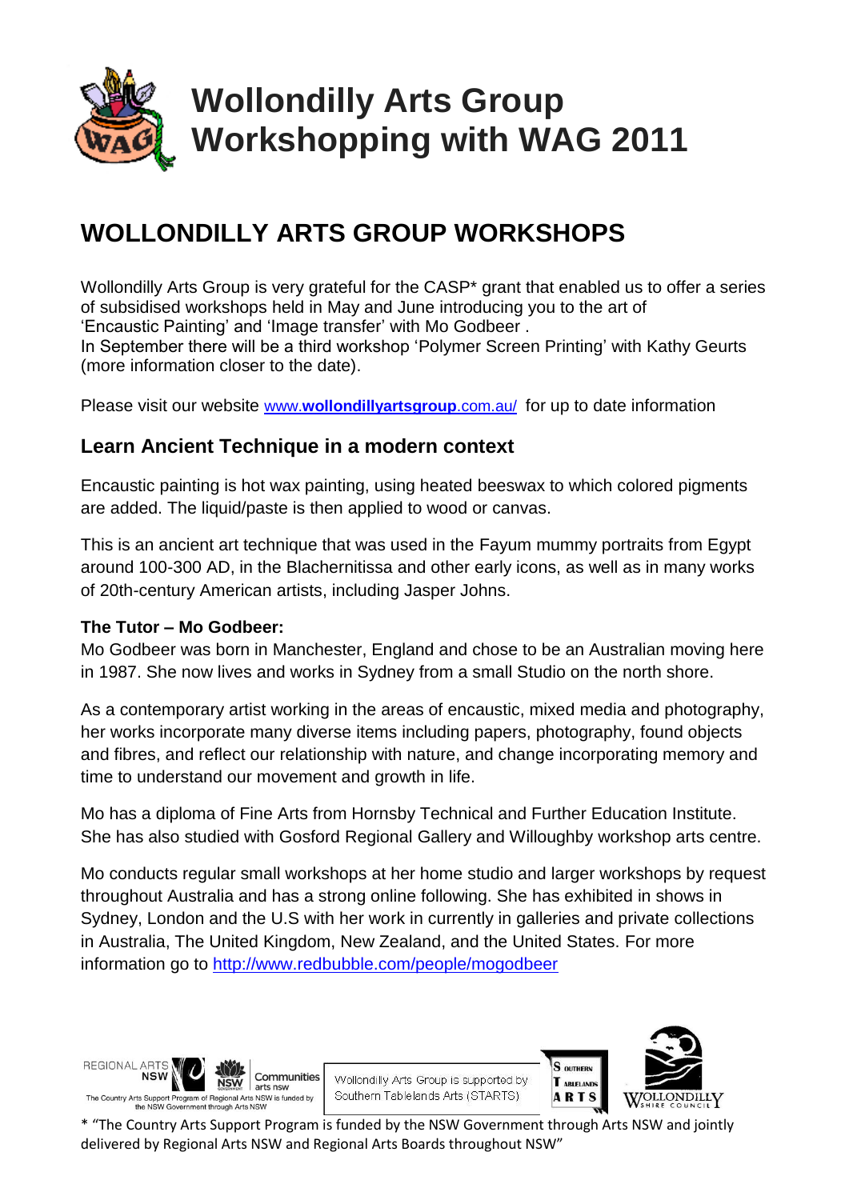# Wollondilly Arts Group Workshopping with WAG 2011

## WOLLONDILLY ARTS GROUP WORKSHOPS

Wollondilly Arts Group is very grateful for the CASP* grant that enabled us to offer a series of subsidised workshops held in May and June introducing you to the art of 'Encaustic Painting' and 'Image transfer' with Mo Godbeer .
In September there will be a third workshop 'Polymer Screen Printing' with Kathy Geurts (more information closer to the date).

Please visit our website [www.**wollondillyartsgroup**.com.au/](http://www.wollondillyartsgroup.com.au/) for up to date information

### Learn Ancient Technique in a modern context

Encaustic painting is hot wax painting, using heated beeswax to which colored pigments are added. The liquid/paste is then applied to wood or canvas.

This is an ancient art technique that was used in the Fayum mummy portraits from Egypt around 100-300 AD, in the Blachernitissa and other early icons, as well as in many works of 20th-century American artists, including Jasper Johns.

**The Tutor – Mo Godbeer:**
Mo Godbeer was born in Manchester, England and chose to be an Australian moving here in 1987. She now lives and works in Sydney from a small Studio on the north shore.

As a contemporary artist working in the areas of encaustic, mixed media and photography, her works incorporate many diverse items including papers, photography, found objects and fibres, and reflect our relationship with nature, and change incorporating memory and time to understand our movement and growth in life.

Mo has a diploma of Fine Arts from Hornsby Technical and Further Education Institute. She has also studied with Gosford Regional Gallery and Willoughby workshop arts centre.

Mo conducts regular small workshops at her home studio and larger workshops by request throughout Australia and has a strong online following. She has exhibited in shows in Sydney, London and the U.S with her work in currently in galleries and private collections in Australia, The United Kingdom, New Zealand, and the United States. For more information go to http://www.redbubble.com/people/mogodbeer

REGIONAL ARTS NSW | NSW Government Communities arts nsw

The Country Arts Support Program of Regional Arts NSW is funded by the NSW Government through Arts NSW

Wollondilly Arts Group is supported by Southern Tablelands Arts (STARTS)

SOUTHERN TABLELANDS ARTS

WOLLONDILLY SHIRE COUNCIL

* "The Country Arts Support Program is funded by the NSW Government through Arts NSW and jointly delivered by Regional Arts NSW and Regional Arts Boards throughout NSW"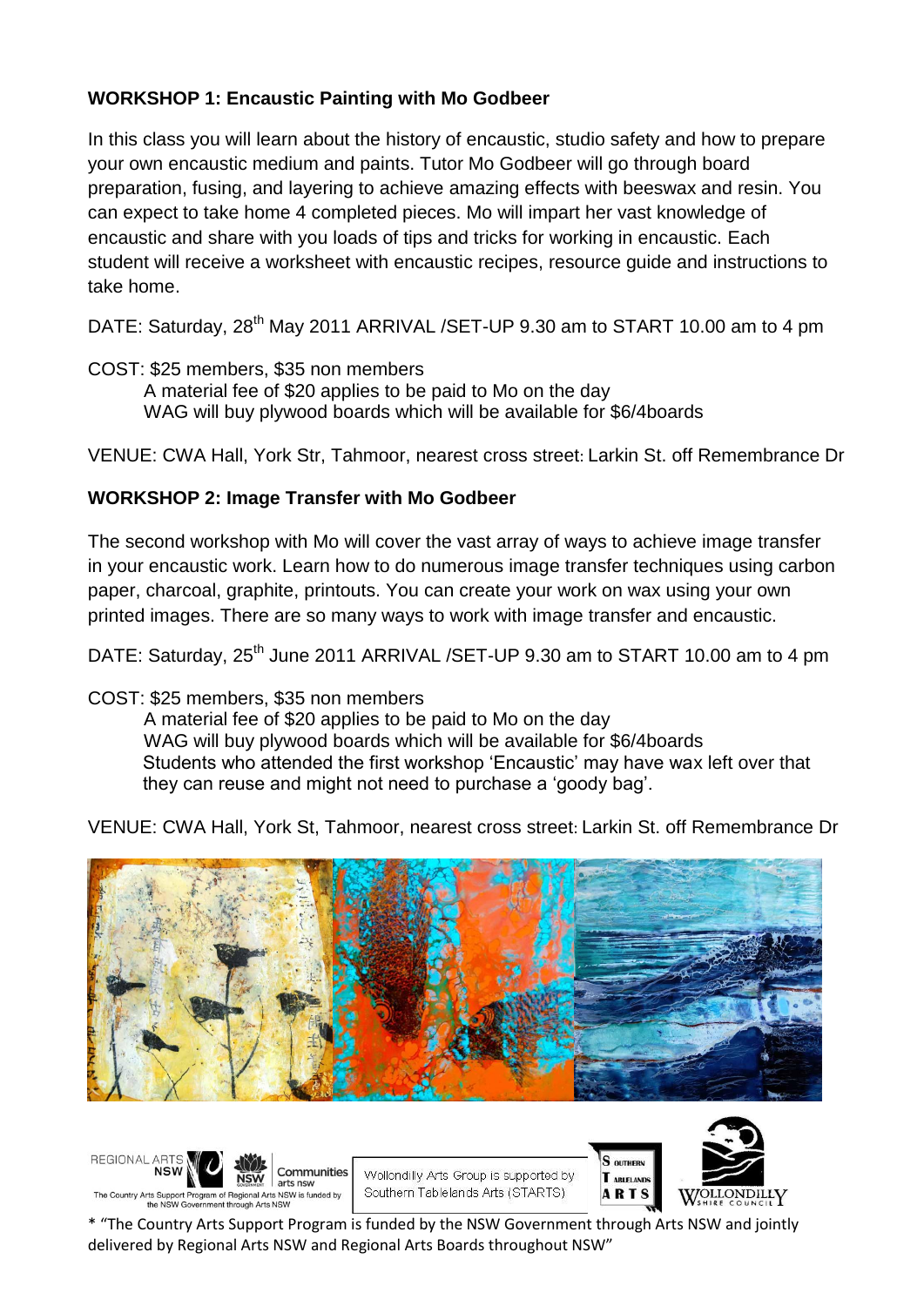### WORKSHOP 1: Encaustic Painting with Mo Godbeer

In this class you will learn about the history of encaustic, studio safety and how to prepare your own encaustic medium and paints. Tutor Mo Godbeer will go through board preparation, fusing, and layering to achieve amazing effects with beeswax and resin. You can expect to take home 4 completed pieces. Mo will impart her vast knowledge of encaustic and share with you loads of tips and tricks for working in encaustic. Each student will receive a worksheet with encaustic recipes, resource guide and instructions to take home.

DATE: Saturday, 28th May 2011 ARRIVAL /SET-UP 9.30 am to START 10.00 am to 4 pm

COST: $25 members, $35 non members
A material fee of $20 applies to be paid to Mo on the day
WAG will buy plywood boards which will be available for $6/4boards

VENUE: CWA Hall, York Str, Tahmoor, nearest cross street: Larkin St. off Remembrance Dr

### WORKSHOP 2: Image Transfer with Mo Godbeer

The second workshop with Mo will cover the vast array of ways to achieve image transfer in your encaustic work. Learn how to do numerous image transfer techniques using carbon paper, charcoal, graphite, printouts. You can create your work on wax using your own printed images. There are so many ways to work with image transfer and encaustic.

DATE: Saturday, 25th June 2011 ARRIVAL /SET-UP 9.30 am to START 10.00 am to 4 pm

COST: $25 members, $35 non members
A material fee of $20 applies to be paid to Mo on the day
WAG will buy plywood boards which will be available for $6/4boards
Students who attended the first workshop 'Encaustic' may have wax left over that they can reuse and might not need to purchase a 'goody bag'.

VENUE: CWA Hall, York St, Tahmoor, nearest cross street: Larkin St. off Remembrance Dr

REGIONAL ARTS NSW | NSW Communities arts nsw
The Country Arts Support Program of Regional Arts NSW is funded by the NSW Government through Arts NSW

Wollondilly Arts Group is supported by Southern Tablelands Arts (STARTS)

SOUTHERN TABLELANDS ARTS

WOLLONDILLY SHIRE COUNCIL

* "The Country Arts Support Program is funded by the NSW Government through Arts NSW and jointly delivered by Regional Arts NSW and Regional Arts Boards throughout NSW"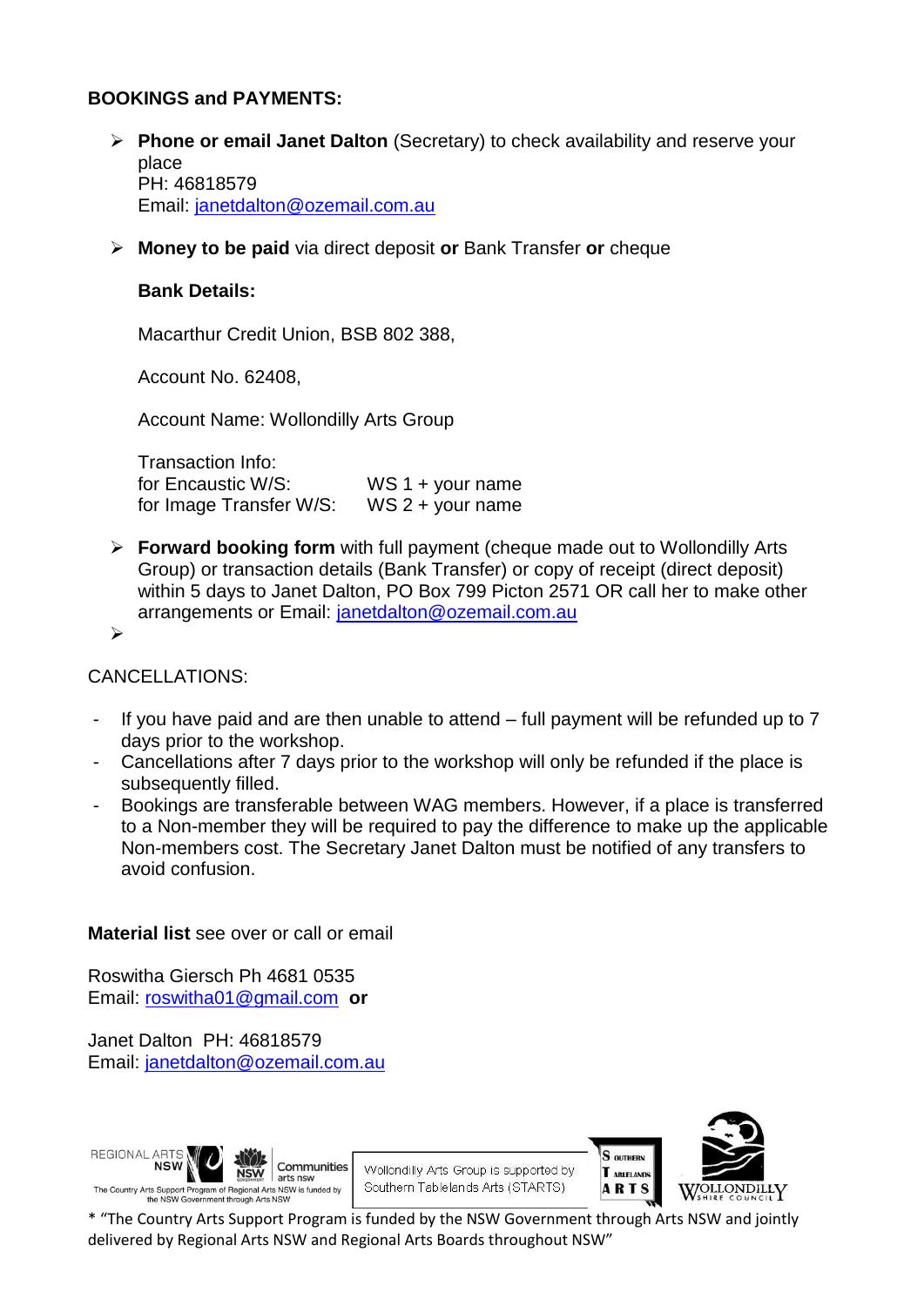**BOOKINGS and PAYMENTS:**

- **Phone or email Janet Dalton** (Secretary) to check availability and reserve your place
  PH: 46818579
  Email: janetdalton@ozemail.com.au

- **Money to be paid** via direct deposit **or** Bank Transfer **or** cheque

  **Bank Details:**

  Macarthur Credit Union, BSB 802 388,

  Account No. 62408,

  Account Name: Wollondilly Arts Group

  Transaction Info:
  for Encaustic W/S: WS 1 + your name
  for Image Transfer W/S: WS 2 + your name

- **Forward booking form** with full payment (cheque made out to Wollondilly Arts Group) or transaction details (Bank Transfer) or copy of receipt (direct deposit) within 5 days to Janet Dalton, PO Box 799 Picton 2571 OR call her to make other arrangements or Email: janetdalton@ozemail.com.au

CANCELLATIONS:

- If you have paid and are then unable to attend – full payment will be refunded up to 7 days prior to the workshop.
- Cancellations after 7 days prior to the workshop will only be refunded if the place is subsequently filled.
- Bookings are transferable between WAG members. However, if a place is transferred to a Non-member they will be required to pay the difference to make up the applicable Non-members cost. The Secretary Janet Dalton must be notified of any transfers to avoid confusion.

**Material list** see over or call or email

Roswitha Giersch Ph 4681 0535
Email: roswitha01@gmail.com **or**

Janet Dalton PH: 46818579
Email: janetdalton@ozemail.com.au

REGIONAL ARTS NSW — Communities arts nsw — The Country Arts Support Program of Regional Arts NSW is funded by the NSW Government through Arts NSW

Wollondilly Arts Group is supported by Southern Tablelands Arts (STARTS)

SOUTHERN TABLELANDS ARTS

WOLLONDILLY SHIRE COUNCIL

* "The Country Arts Support Program is funded by the NSW Government through Arts NSW and jointly delivered by Regional Arts NSW and Regional Arts Boards throughout NSW"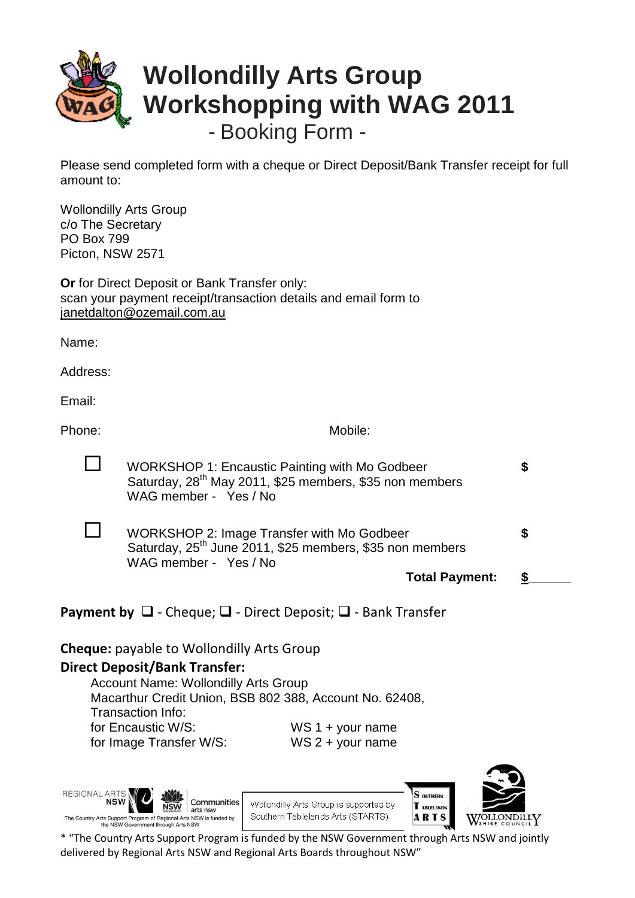# Wollondilly Arts Group Workshopping with WAG 2011

## - Booking Form -

Please send completed form with a cheque or Direct Deposit/Bank Transfer receipt for full amount to:

Wollondilly Arts Group
c/o The Secretary
PO Box 799
Picton, NSW 2571

**Or** for Direct Deposit or Bank Transfer only:
scan your payment receipt/transaction details and email form to
janetdalton@ozemail.com.au

Name:

Address:

Email:

Phone: Mobile:

☐ WORKSHOP 1: Encaustic Painting with Mo Godbeer $
Saturday, 28th May 2011, $25 members, $35 non members
WAG member - Yes / No

☐ WORKSHOP 2: Image Transfer with Mo Godbeer $
Saturday, 25th June 2011, $25 members, $35 non members
WAG member - Yes / No

**Total Payment:** $______

**Payment by** ❑ - Cheque; ❑ - Direct Deposit; ❑ - Bank Transfer

**Cheque:** payable to Wollondilly Arts Group

**Direct Deposit/Bank Transfer:**

Account Name: Wollondilly Arts Group
Macarthur Credit Union, BSB 802 388, Account No. 62408,
Transaction Info:
for Encaustic W/S: WS 1 + your name
for Image Transfer W/S: WS 2 + your name

REGIONAL ARTS NSW — Communities arts nsw — The Country Arts Support Program of Regional Arts NSW is funded by the NSW Government through Arts NSW

Wollondilly Arts Group is supported by Southern Tablelands Arts (STARTS)

SOUTHERN TABLELANDS ARTS

WOLLONDILLY SHIRE COUNCIL

\* "The Country Arts Support Program is funded by the NSW Government through Arts NSW and jointly delivered by Regional Arts NSW and Regional Arts Boards throughout NSW"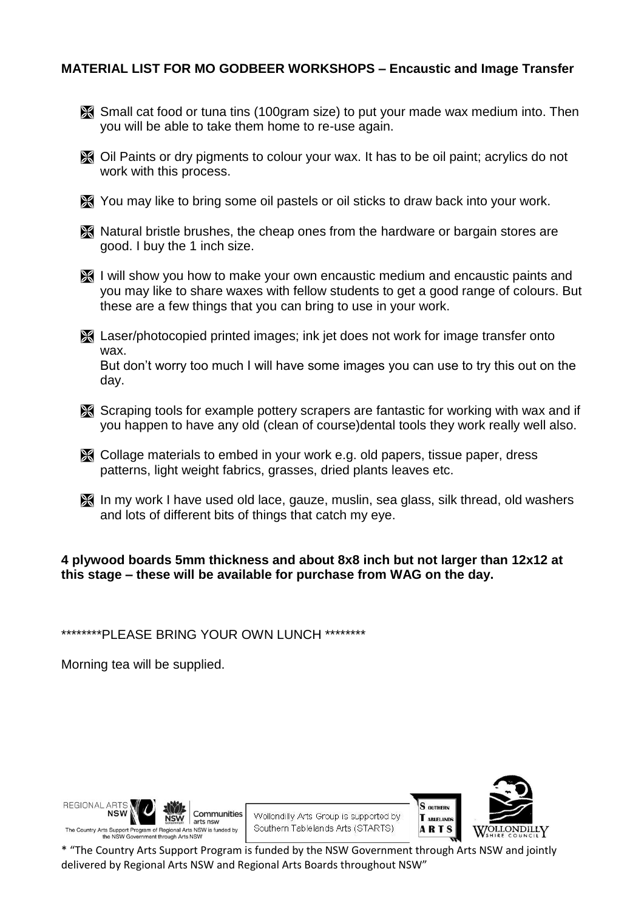**MATERIAL LIST FOR MO GODBEER WORKSHOPS – Encaustic and Image Transfer**

- Small cat food or tuna tins (100gram size) to put your made wax medium into. Then you will be able to take them home to re-use again.
- Oil Paints or dry pigments to colour your wax. It has to be oil paint; acrylics do not work with this process.
- You may like to bring some oil pastels or oil sticks to draw back into your work.
- Natural bristle brushes, the cheap ones from the hardware or bargain stores are good. I buy the 1 inch size.
- I will show you how to make your own encaustic medium and encaustic paints and you may like to share waxes with fellow students to get a good range of colours. But these are a few things that you can bring to use in your work.
- Laser/photocopied printed images; ink jet does not work for image transfer onto wax.
  But don't worry too much I will have some images you can use to try this out on the day.
- Scraping tools for example pottery scrapers are fantastic for working with wax and if you happen to have any old (clean of course)dental tools they work really well also.
- Collage materials to embed in your work e.g. old papers, tissue paper, dress patterns, light weight fabrics, grasses, dried plants leaves etc.
- In my work I have used old lace, gauze, muslin, sea glass, silk thread, old washers and lots of different bits of things that catch my eye.

**4 plywood boards 5mm thickness and about 8x8 inch but not larger than 12x12 at this stage – these will be available for purchase from WAG on the day.**

********PLEASE BRING YOUR OWN LUNCH ********

Morning tea will be supplied.

REGIONAL ARTS NSW

NSW Government Communities arts nsw

The Country Arts Support Program of Regional Arts NSW is funded by the NSW Government through Arts NSW

Wollondilly Arts Group is supported by Southern Tablelands Arts (STARTS)

Southern Tablelands Arts

Wollondilly Shire Council

* "The Country Arts Support Program is funded by the NSW Government through Arts NSW and jointly delivered by Regional Arts NSW and Regional Arts Boards throughout NSW"